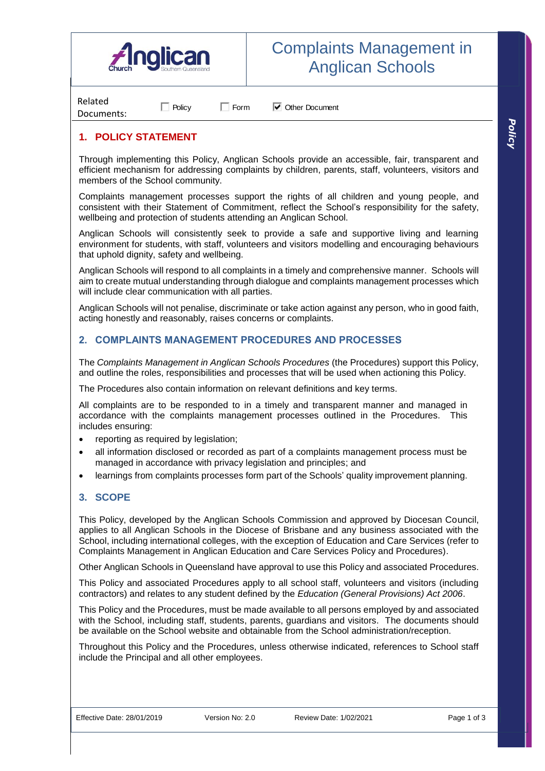# Complaints Management in Anglican Schools

Related Documents: ☐ Policy ☐ Form ☑ Other Document

## 1. POLICY STATEMENT

Through implementing this Policy, Anglican Schools provide an accessible, fair, transparent and efficient mechanism for addressing complaints by children, parents, staff, volunteers, visitors and members of the School community.

Complaints management processes support the rights of all children and young people, and consistent with their Statement of Commitment, reflect the School's responsibility for the safety, wellbeing and protection of students attending an Anglican School.

Anglican Schools will consistently seek to provide a safe and supportive living and learning environment for students, with staff, volunteers and visitors modelling and encouraging behaviours that uphold dignity, safety and wellbeing.

Anglican Schools will respond to all complaints in a timely and comprehensive manner. Schools will aim to create mutual understanding through dialogue and complaints management processes which will include clear communication with all parties.

Anglican Schools will not penalise, discriminate or take action against any person, who in good faith, acting honestly and reasonably, raises concerns or complaints.

## 2. COMPLAINTS MANAGEMENT PROCEDURES AND PROCESSES

The *Complaints Management in Anglican Schools Procedures* (the Procedures) support this Policy, and outline the roles, responsibilities and processes that will be used when actioning this Policy.

The Procedures also contain information on relevant definitions and key terms.

All complaints are to be responded to in a timely and transparent manner and managed in accordance with the complaints management processes outlined in the Procedures. This includes ensuring:

- reporting as required by legislation;
- all information disclosed or recorded as part of a complaints management process must be managed in accordance with privacy legislation and principles; and
- learnings from complaints processes form part of the Schools' quality improvement planning.

## 3. SCOPE

This Policy, developed by the Anglican Schools Commission and approved by Diocesan Council, applies to all Anglican Schools in the Diocese of Brisbane and any business associated with the School, including international colleges, with the exception of Education and Care Services (refer to Complaints Management in Anglican Education and Care Services Policy and Procedures).

Other Anglican Schools in Queensland have approval to use this Policy and associated Procedures.

This Policy and associated Procedures apply to all school staff, volunteers and visitors (including contractors) and relates to any student defined by the *Education (General Provisions) Act 2006*.

This Policy and the Procedures, must be made available to all persons employed by and associated with the School, including staff, students, parents, guardians and visitors. The documents should be available on the School website and obtainable from the School administration/reception.

Throughout this Policy and the Procedures, unless otherwise indicated, references to School staff include the Principal and all other employees.

Effective Date: 28/01/2019 | Version No: 2.0 | Review Date: 1/02/2021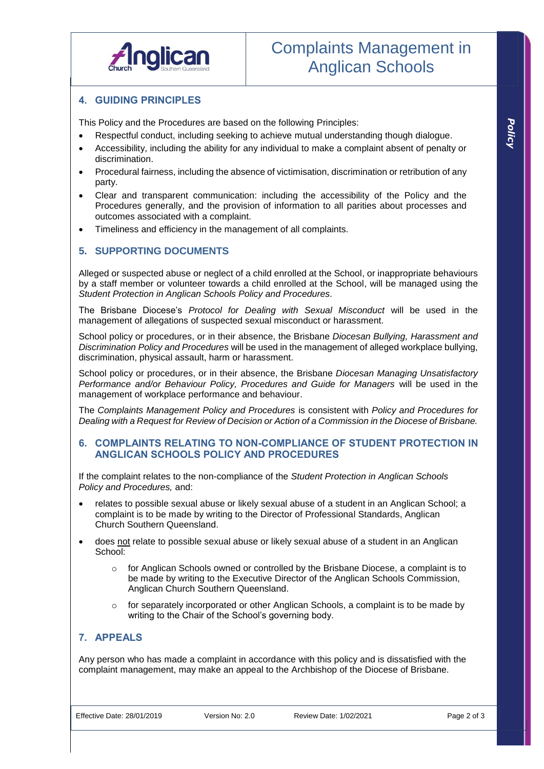## 4. GUIDING PRINCIPLES

This Policy and the Procedures are based on the following Principles:

- Respectful conduct, including seeking to achieve mutual understanding though dialogue.
- Accessibility, including the ability for any individual to make a complaint absent of penalty or discrimination.
- Procedural fairness, including the absence of victimisation, discrimination or retribution of any party.
- Clear and transparent communication: including the accessibility of the Policy and the Procedures generally, and the provision of information to all parities about processes and outcomes associated with a complaint.
- Timeliness and efficiency in the management of all complaints.

## 5. SUPPORTING DOCUMENTS

Alleged or suspected abuse or neglect of a child enrolled at the School, or inappropriate behaviours by a staff member or volunteer towards a child enrolled at the School, will be managed using the *Student Protection in Anglican Schools Policy and Procedures.*

The Brisbane Diocese's *Protocol for Dealing with Sexual Misconduct* will be used in the management of allegations of suspected sexual misconduct or harassment.

School policy or procedures, or in their absence, the Brisbane *Diocesan Bullying, Harassment and Discrimination Policy and Procedures* will be used in the management of alleged workplace bullying, discrimination, physical assault, harm or harassment.

School policy or procedures, or in their absence, the Brisbane *Diocesan Managing Unsatisfactory Performance and/or Behaviour Policy, Procedures and Guide for Managers* will be used in the management of workplace performance and behaviour.

The *Complaints Management Policy and Procedures* is consistent with *Policy and Procedures for Dealing with a Request for Review of Decision or Action of a Commission in the Diocese of Brisbane.*

## 6. COMPLAINTS RELATING TO NON-COMPLIANCE OF STUDENT PROTECTION IN ANGLICAN SCHOOLS POLICY AND PROCEDURES

If the complaint relates to the non-compliance of the *Student Protection in Anglican Schools Policy and Procedures,* and:

- relates to possible sexual abuse or likely sexual abuse of a student in an Anglican School; a complaint is to be made by writing to the Director of Professional Standards, Anglican Church Southern Queensland.
- does not relate to possible sexual abuse or likely sexual abuse of a student in an Anglican School:
  - for Anglican Schools owned or controlled by the Brisbane Diocese, a complaint is to be made by writing to the Executive Director of the Anglican Schools Commission, Anglican Church Southern Queensland.
  - for separately incorporated or other Anglican Schools, a complaint is to be made by writing to the Chair of the School's governing body.

## 7. APPEALS

Any person who has made a complaint in accordance with this policy and is dissatisfied with the complaint management, may make an appeal to the Archbishop of the Diocese of Brisbane.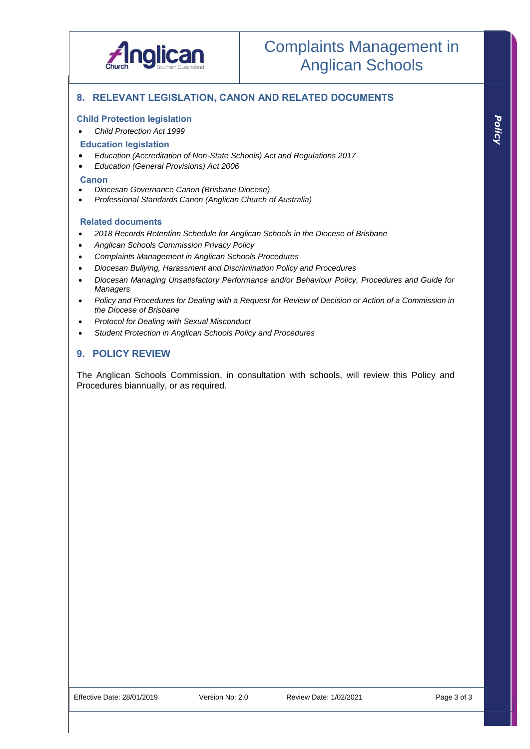## 8. RELEVANT LEGISLATION, CANON AND RELATED DOCUMENTS

### Child Protection legislation

- *Child Protection Act 1999*

### Education legislation

- *Education (Accreditation of Non-State Schools) Act and Regulations 2017*
- *Education (General Provisions) Act 2006*

### Canon

- *Diocesan Governance Canon (Brisbane Diocese)*
- *Professional Standards Canon (Anglican Church of Australia)*

### Related documents

- *2018 Records Retention Schedule for Anglican Schools in the Diocese of Brisbane*
- *Anglican Schools Commission Privacy Policy*
- *Complaints Management in Anglican Schools Procedures*
- *Diocesan Bullying, Harassment and Discrimination Policy and Procedures*
- *Diocesan Managing Unsatisfactory Performance and/or Behaviour Policy, Procedures and Guide for Managers*
- *Policy and Procedures for Dealing with a Request for Review of Decision or Action of a Commission in the Diocese of Brisbane*
- *Protocol for Dealing with Sexual Misconduct*
- *Student Protection in Anglican Schools Policy and Procedures*

## 9. POLICY REVIEW

The Anglican Schools Commission, in consultation with schools, will review this Policy and Procedures biannually, or as required.